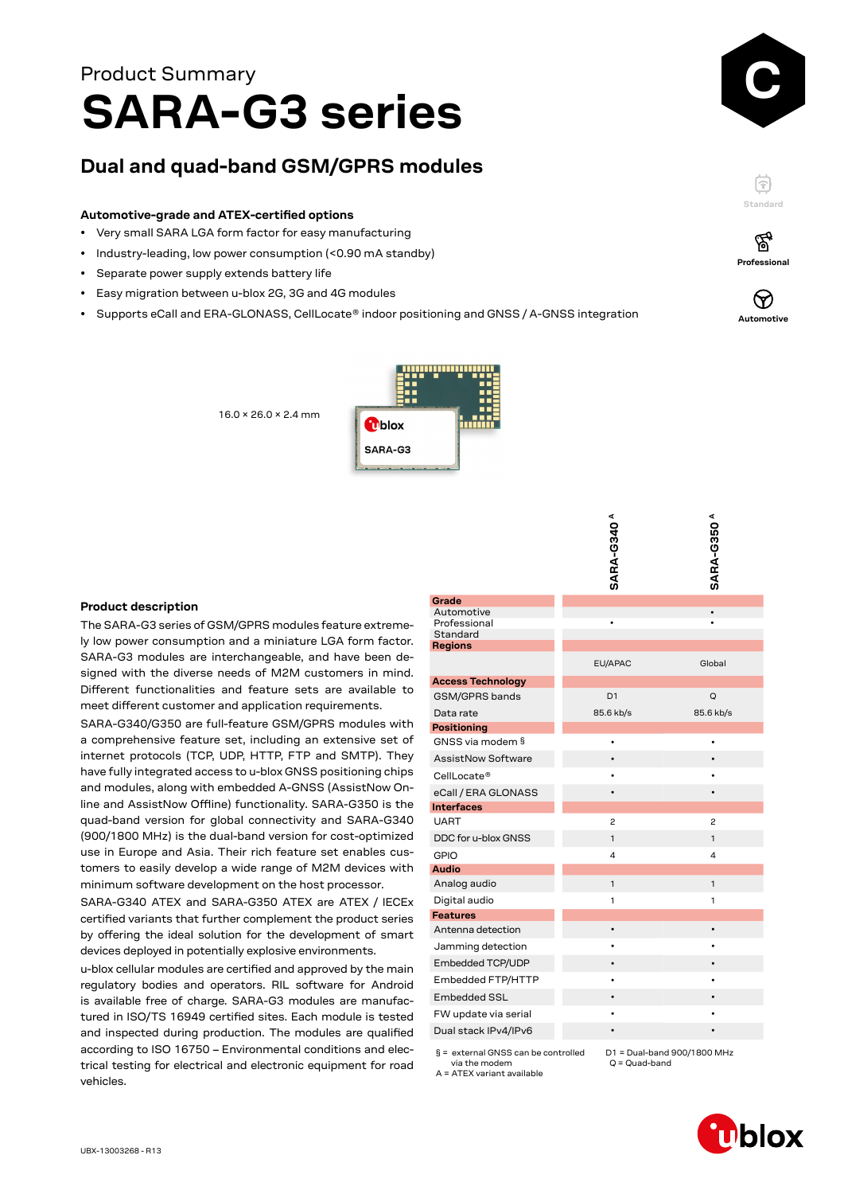Product Summary

# SARA-G3 series

## Dual and quad-band GSM/GPRS modules

### Automotive-grade and ATEX-certified options

- Very small SARA LGA form factor for easy manufacturing
- Industry-leading, low power consumption (<0.90 mA standby)
- Separate power supply extends battery life
- Easy migration between u-blox 2G, 3G and 4G modules
- Supports eCall and ERA-GLONASS, CellLocate® indoor positioning and GNSS / A-GNSS integration

Standard

Professional

Automotive

16.0 × 26.0 × 2.4 mm

### Product description

The SARA-G3 series of GSM/GPRS modules feature extremely low power consumption and a miniature LGA form factor. SARA-G3 modules are interchangeable, and have been designed with the diverse needs of M2M customers in mind. Different functionalities and feature sets are available to meet different customer and application requirements.

SARA-G340/G350 are full-feature GSM/GPRS modules with a comprehensive feature set, including an extensive set of internet protocols (TCP, UDP, HTTP, FTP and SMTP). They have fully integrated access to u-blox GNSS positioning chips and modules, along with embedded A-GNSS (AssistNow Online and AssistNow Offline) functionality. SARA-G350 is the quad-band version for global connectivity and SARA-G340 (900/1800 MHz) is the dual-band version for cost-optimized use in Europe and Asia. Their rich feature set enables customers to easily develop a wide range of M2M devices with minimum software development on the host processor.

SARA-G340 ATEX and SARA-G350 ATEX are ATEX / IECEx certified variants that further complement the product series by offering the ideal solution for the development of smart devices deployed in potentially explosive environments.

u-blox cellular modules are certified and approved by the main regulatory bodies and operators. RIL software for Android is available free of charge. SARA-G3 modules are manufactured in ISO/TS 16949 certified sites. Each module is tested and inspected during production. The modules are qualified according to ISO 16750 – Environmental conditions and electrical testing for electrical and electronic equipment for road vehicles.

| | SARA-G340 A | SARA-G350 A |
|---|---|---|
| **Grade** | | |
| Automotive | | • |
| Professional | • | • |
| Standard | | |
| **Regions** | | |
| | EU/APAC | Global |
| **Access Technology** | | |
| GSM/GPRS bands | D1 | Q |
| Data rate | 85.6 kb/s | 85.6 kb/s |
| **Positioning** | | |
| GNSS via modem § | • | • |
| AssistNow Software | • | • |
| CellLocate® | • | • |
| eCall / ERA GLONASS | • | • |
| **Interfaces** | | |
| UART | 2 | 2 |
| DDC for u-blox GNSS | 1 | 1 |
| GPIO | 4 | 4 |
| **Audio** | | |
| Analog audio | 1 | 1 |
| Digital audio | 1 | 1 |
| **Features** | | |
| Antenna detection | • | • |
| Jamming detection | • | • |
| Embedded TCP/UDP | • | • |
| Embedded FTP/HTTP | • | • |
| Embedded SSL | • | • |
| FW update via serial | • | • |
| Dual stack IPv4/IPv6 | • | • |

§ = external GNSS can be controlled via the modem
A = ATEX variant available
D1 = Dual-band 900/1800 MHz
Q = Quad-band

UBX-13003268 - R13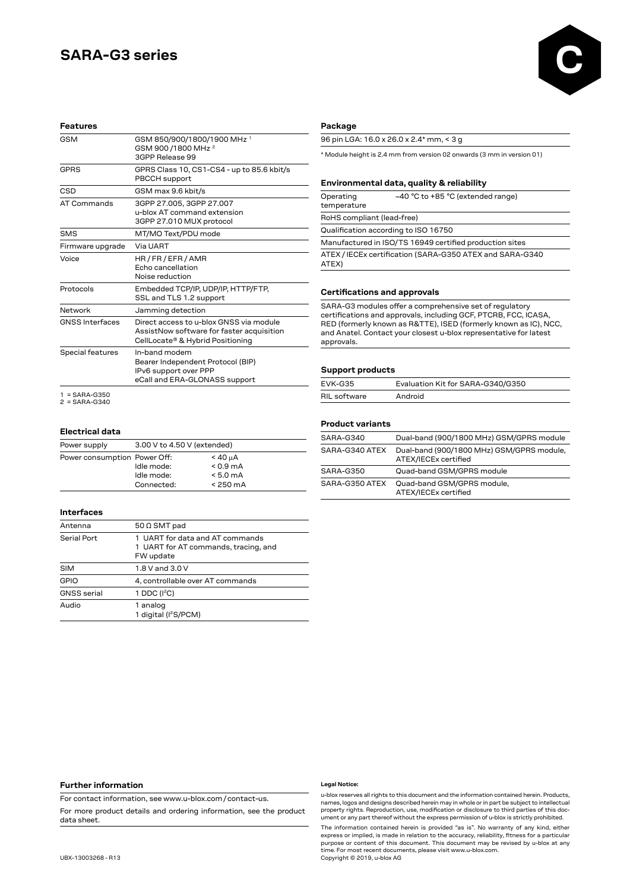# SARA-G3 series

C

### Features

| | |
|---|---|
| GSM | GSM 850/900/1800/1900 MHz [1]<br>GSM 900 /1800 MHz [2]<br>3GPP Release 99 |
| GPRS | GPRS Class 10, CS1-CS4 - up to 85.6 kbit/s<br>PBCCH support |
| CSD | GSM max 9.6 kbit/s |
| AT Commands | 3GPP 27.005, 3GPP 27.007<br>u-blox AT command extension<br>3GPP 27.010 MUX protocol |
| SMS | MT/MO Text/PDU mode |
| Firmware upgrade | Via UART |
| Voice | HR / FR / EFR / AMR<br>Echo cancellation<br>Noise reduction |
| Protocols | Embedded TCP/IP, UDP/IP, HTTP/FTP,<br>SSL and TLS 1.2 support |
| Network | Jamming detection |
| GNSS Interfaces | Direct access to u-blox GNSS via module<br>AssistNow software for faster acquisition<br>CellLocate® & Hybrid Positioning |
| Special features | In-band modem<br>Bearer Independent Protocol (BIP)<br>IPv6 support over PPP<br>eCall and ERA-GLONASS support |

1 = SARA-G350
2 = SARA-G340

### Electrical data

| | | |
|---|---|---|
| Power supply | 3.00 V to 4.50 V (extended) | |
| Power consumption | Power Off: | < 40 µA |
| | Idle mode: | < 0.9 mA |
| | Idle mode: | < 5.0 mA |
| | Connected: | < 250 mA |

### Interfaces

| | |
|---|---|
| Antenna | 50 Ω SMT pad |
| Serial Port | 1 UART for data and AT commands<br>1 UART for AT commands, tracing, and FW update |
| SIM | 1.8 V and 3.0 V |
| GPIO | 4, controllable over AT commands |
| GNSS serial | 1 DDC (I²C) |
| Audio | 1 analog<br>1 digital (I²S/PCM) |

### Package

96 pin LGA: 16.0 x 26.0 x 2.4* mm, < 3 g

* Module height is 2.4 mm from version 02 onwards (3 mm in version 01)

### Environmental data, quality & reliability

| | |
|---|---|
| Operating temperature | –40 °C to +85 °C (extended range) |

RoHS compliant (lead-free)

Qualification according to ISO 16750

Manufactured in ISO/TS 16949 certified production sites

ATEX / IECEx certification (SARA-G350 ATEX and SARA-G340 ATEX)

### Certifications and approvals

SARA-G3 modules offer a comprehensive set of regulatory certifications and approvals, including GCF, PTCRB, FCC, ICASA, RED (formerly known as R&TTE), ISED (formerly known as IC), NCC, and Anatel. Contact your closest u-blox representative for latest approvals.

### Support products

| | |
|---|---|
| EVK-G35 | Evaluation Kit for SARA-G340/G350 |
| RIL software | Android |

### Product variants

| | |
|---|---|
| SARA-G340 | Dual-band (900/1800 MHz) GSM/GPRS module |
| SARA-G340 ATEX | Dual-band (900/1800 MHz) GSM/GPRS module, ATEX/IECEx certified |
| SARA-G350 | Quad-band GSM/GPRS module |
| SARA-G350 ATEX | Quad-band GSM/GPRS module, ATEX/IECEx certified |

### Further information

For contact information, see www.u-blox.com / contact-us.

For more product details and ordering information, see the product data sheet.

UBX-13003268 - R13

**Legal Notice:**

u-blox reserves all rights to this document and the information contained herein. Products, names, logos and designs described herein may in whole or in part be subject to intellectual property rights. Reproduction, use, modification or disclosure to third parties of this document or any part thereof without the express permission of u-blox is strictly prohibited.

The information contained herein is provided "as is". No warranty of any kind, either express or implied, is made in relation to the accuracy, reliability, fitness for a particular purpose or content of this document. This document may be revised by u-blox at any time. For most recent documents, please visit www.u-blox.com.

Copyright © 2019, u-blox AG